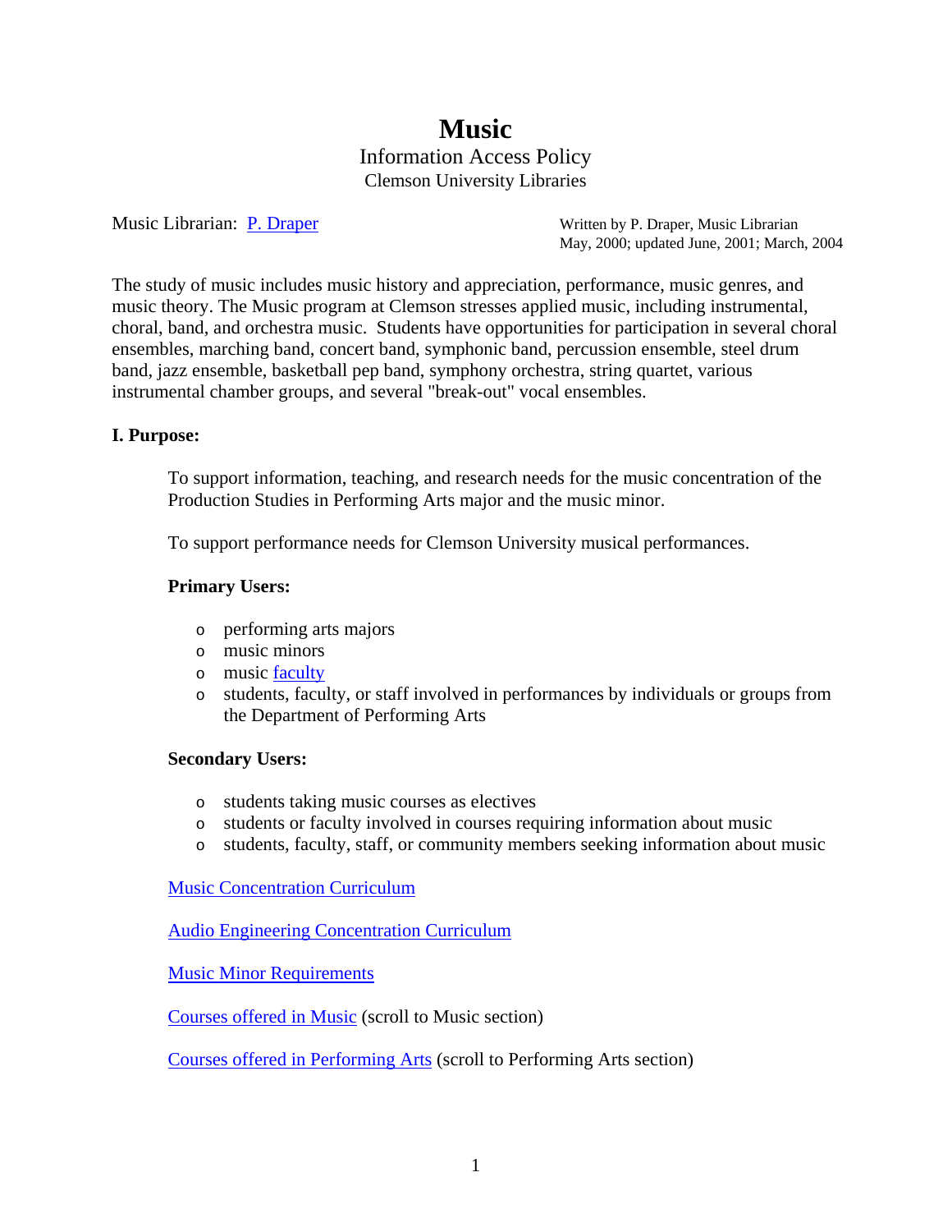# Music

## Information Access Policy

### Clemson University Libraries

Music Librarian: P. Draper

Written by P. Draper, Music Librarian
May, 2000; updated June, 2001; March, 2004

The study of music includes music history and appreciation, performance, music genres, and music theory. The Music program at Clemson stresses applied music, including instrumental, choral, band, and orchestra music. Students have opportunities for participation in several choral ensembles, marching band, concert band, symphonic band, percussion ensemble, steel drum band, jazz ensemble, basketball pep band, symphony orchestra, string quartet, various instrumental chamber groups, and several "break-out" vocal ensembles.

**I. Purpose:**

To support information, teaching, and research needs for the music concentration of the Production Studies in Performing Arts major and the music minor.

To support performance needs for Clemson University musical performances.

**Primary Users:**

- performing arts majors
- music minors
- music faculty
- students, faculty, or staff involved in performances by individuals or groups from the Department of Performing Arts

**Secondary Users:**

- students taking music courses as electives
- students or faculty involved in courses requiring information about music
- students, faculty, staff, or community members seeking information about music

Music Concentration Curriculum

Audio Engineering Concentration Curriculum

Music Minor Requirements

Courses offered in Music (scroll to Music section)

Courses offered in Performing Arts (scroll to Performing Arts section)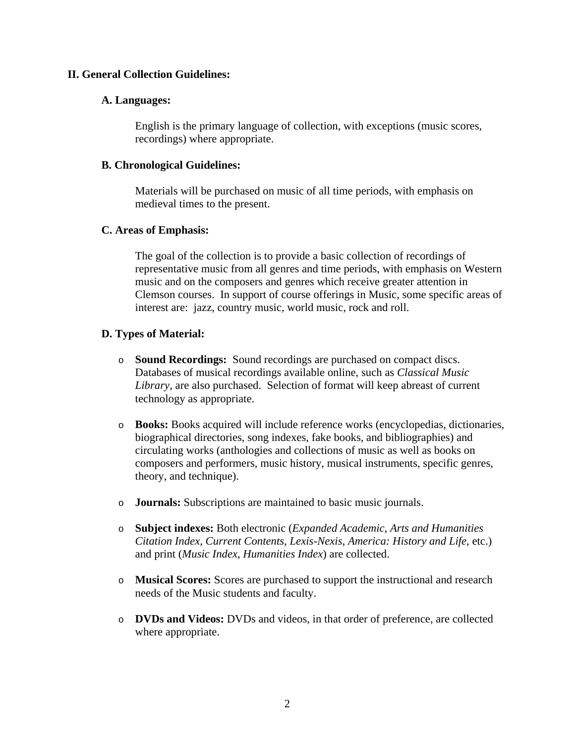## II. General Collection Guidelines:

### A. Languages:

English is the primary language of collection, with exceptions (music scores, recordings) where appropriate.

### B. Chronological Guidelines:

Materials will be purchased on music of all time periods, with emphasis on medieval times to the present.

### C. Areas of Emphasis:

The goal of the collection is to provide a basic collection of recordings of representative music from all genres and time periods, with emphasis on Western music and on the composers and genres which receive greater attention in Clemson courses. In support of course offerings in Music, some specific areas of interest are: jazz, country music, world music, rock and roll.

### D. Types of Material:

- **Sound Recordings:** Sound recordings are purchased on compact discs. Databases of musical recordings available online, such as *Classical Music Library*, are also purchased. Selection of format will keep abreast of current technology as appropriate.

- **Books:** Books acquired will include reference works (encyclopedias, dictionaries, biographical directories, song indexes, fake books, and bibliographies) and circulating works (anthologies and collections of music as well as books on composers and performers, music history, musical instruments, specific genres, theory, and technique).

- **Journals:** Subscriptions are maintained to basic music journals.

- **Subject indexes:** Both electronic (*Expanded Academic, Arts and Humanities Citation Index, Current Contents, Lexis-Nexis, America: History and Life*, etc.) and print (*Music Index*, *Humanities Index*) are collected.

- **Musical Scores:** Scores are purchased to support the instructional and research needs of the Music students and faculty.

- **DVDs and Videos:** DVDs and videos, in that order of preference, are collected where appropriate.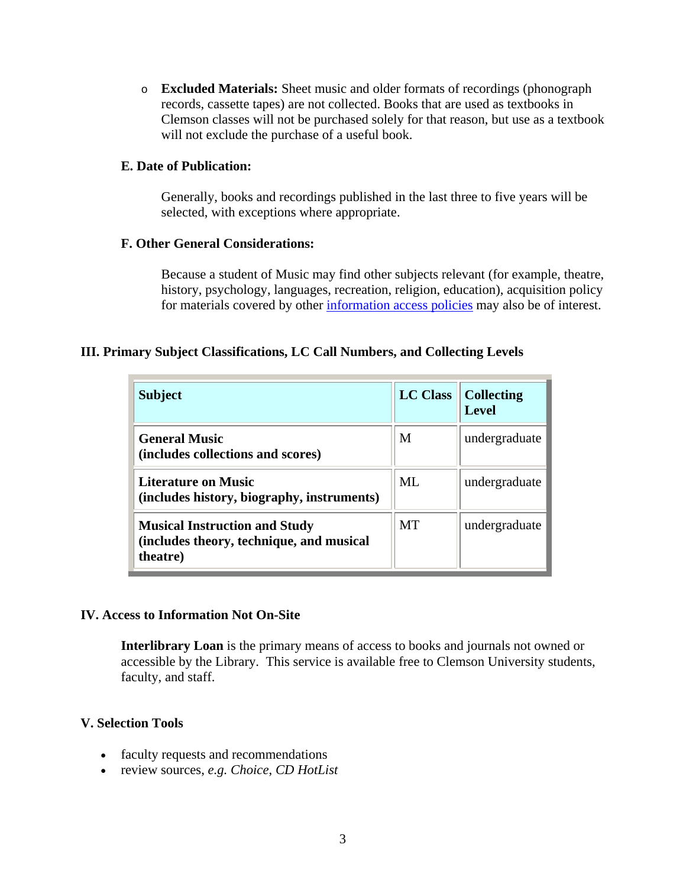- **Excluded Materials:** Sheet music and older formats of recordings (phonograph records, cassette tapes) are not collected. Books that are used as textbooks in Clemson classes will not be purchased solely for that reason, but use as a textbook will not exclude the purchase of a useful book.

#### E. Date of Publication:

Generally, books and recordings published in the last three to five years will be selected, with exceptions where appropriate.

#### F. Other General Considerations:

Because a student of Music may find other subjects relevant (for example, theatre, history, psychology, languages, recreation, religion, education), acquisition policy for materials covered by other information access policies may also be of interest.

### III. Primary Subject Classifications, LC Call Numbers, and Collecting Levels

| Subject | LC Class | Collecting Level |
|---|---|---|
| **General Music (includes collections and scores)** | M | undergraduate |
| **Literature on Music (includes history, biography, instruments)** | ML | undergraduate |
| **Musical Instruction and Study (includes theory, technique, and musical theatre)** | MT | undergraduate |

### IV. Access to Information Not On-Site

**Interlibrary Loan** is the primary means of access to books and journals not owned or accessible by the Library. This service is available free to Clemson University students, faculty, and staff.

### V. Selection Tools

- faculty requests and recommendations
- review sources, *e.g. Choice*, *CD HotList*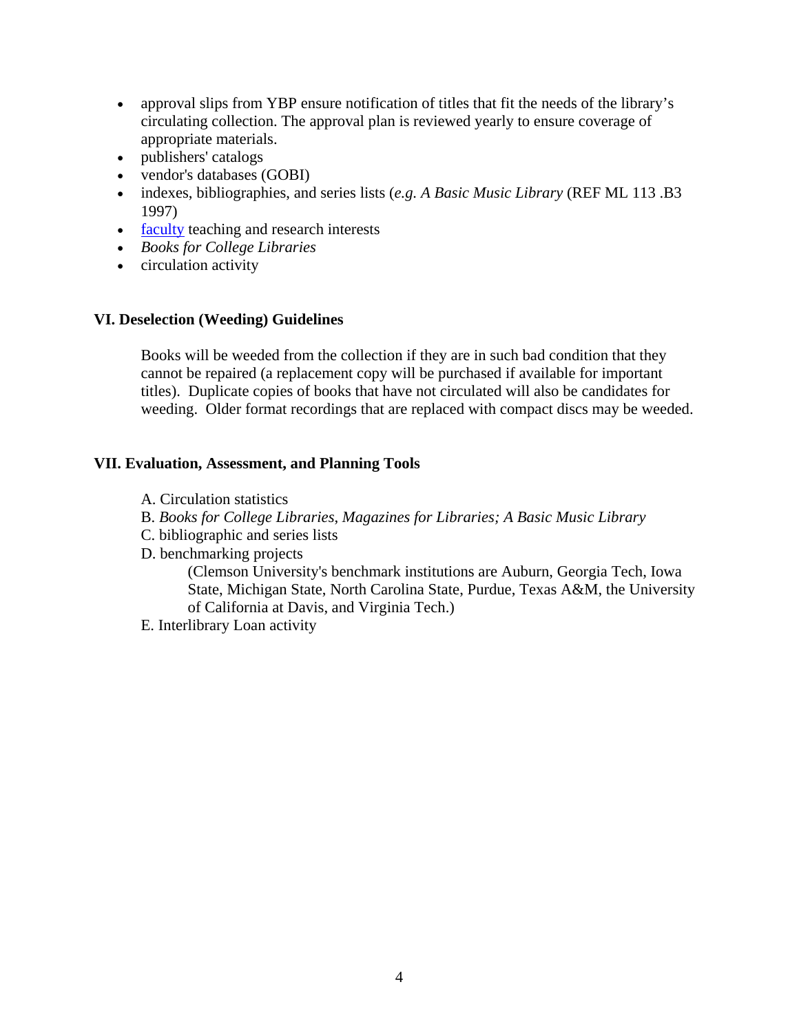- approval slips from YBP ensure notification of titles that fit the needs of the library's circulating collection. The approval plan is reviewed yearly to ensure coverage of appropriate materials.
- publishers' catalogs
- vendor's databases (GOBI)
- indexes, bibliographies, and series lists (*e.g. A Basic Music Library* (REF ML 113 .B3 1997)
- faculty teaching and research interests
- *Books for College Libraries*
- circulation activity

### VI. Deselection (Weeding) Guidelines

Books will be weeded from the collection if they are in such bad condition that they cannot be repaired (a replacement copy will be purchased if available for important titles). Duplicate copies of books that have not circulated will also be candidates for weeding. Older format recordings that are replaced with compact discs may be weeded.

### VII. Evaluation, Assessment, and Planning Tools

A. Circulation statistics
B. *Books for College Libraries, Magazines for Libraries; A Basic Music Library*
C. bibliographic and series lists
D. benchmarking projects
    (Clemson University's benchmark institutions are Auburn, Georgia Tech, Iowa State, Michigan State, North Carolina State, Purdue, Texas A&M, the University of California at Davis, and Virginia Tech.)
E. Interlibrary Loan activity